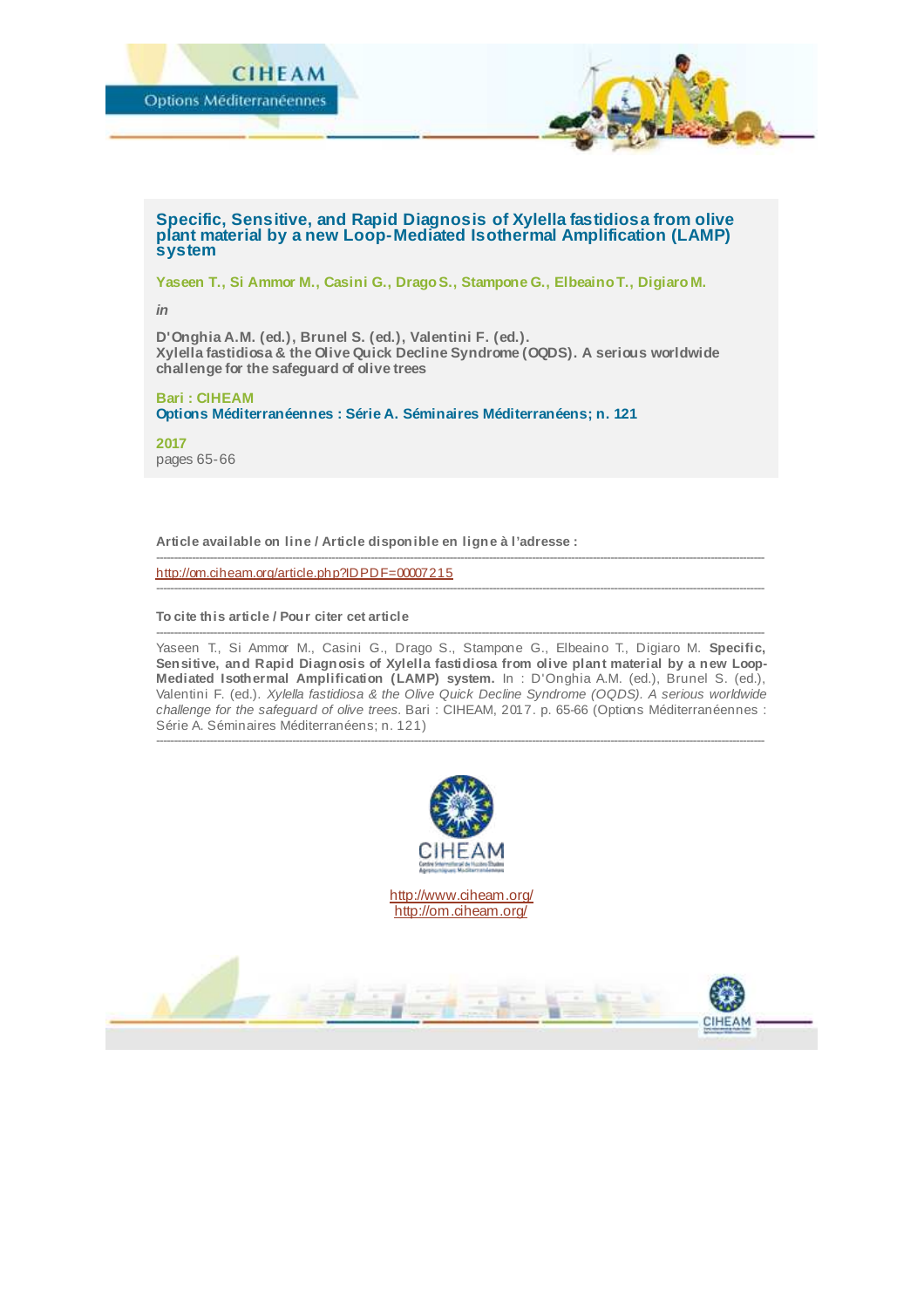# Specific, Sensitive, and Rapid Diagnosis of Xylella fastidiosa from olive plant material by a new Loop-Mediated Isothermal Amplification (LAMP) system

**Yaseen T., Si Ammor M., Casini G., Drago S., Stampone G., Elbeaino T., Digiaro M.**

*in*

**D'Onghia A.M. (ed.), Brunel S. (ed.), Valentini F. (ed.).**
**Xylella fastidiosa & the Olive Quick Decline Syndrome (OQDS). A serious worldwide challenge for the safeguard of olive trees**

**Bari : CIHEAM**
**Options Méditerranéennes : Série A. Séminaires Méditerranéens; n. 121**

**2017**
pages 65-66

---

**Article available on line / Article disponible en ligne à l'adresse :**

http://om.ciheam.org/article.php?IDPDF=00007215

---

**To cite this article / Pour citer cet article**

Yaseen T., Si Ammor M., Casini G., Drago S., Stampone G., Elbeaino T., Digiaro M. **Specific, Sensitive, and Rapid Diagnosis of Xylella fastidiosa from olive plant material by a new Loop-Mediated Isothermal Amplification (LAMP) system.** In : D'Onghia A.M. (ed.), Brunel S. (ed.), Valentini F. (ed.). *Xylella fastidiosa & the Olive Quick Decline Syndrome (OQDS). A serious worldwide challenge for the safeguard of olive trees.* Bari : CIHEAM, 2017. p. 65-66 (Options Méditerranéennes : Série A. Séminaires Méditerranéens; n. 121)

---

http://www.ciheam.org/
http://om.ciheam.org/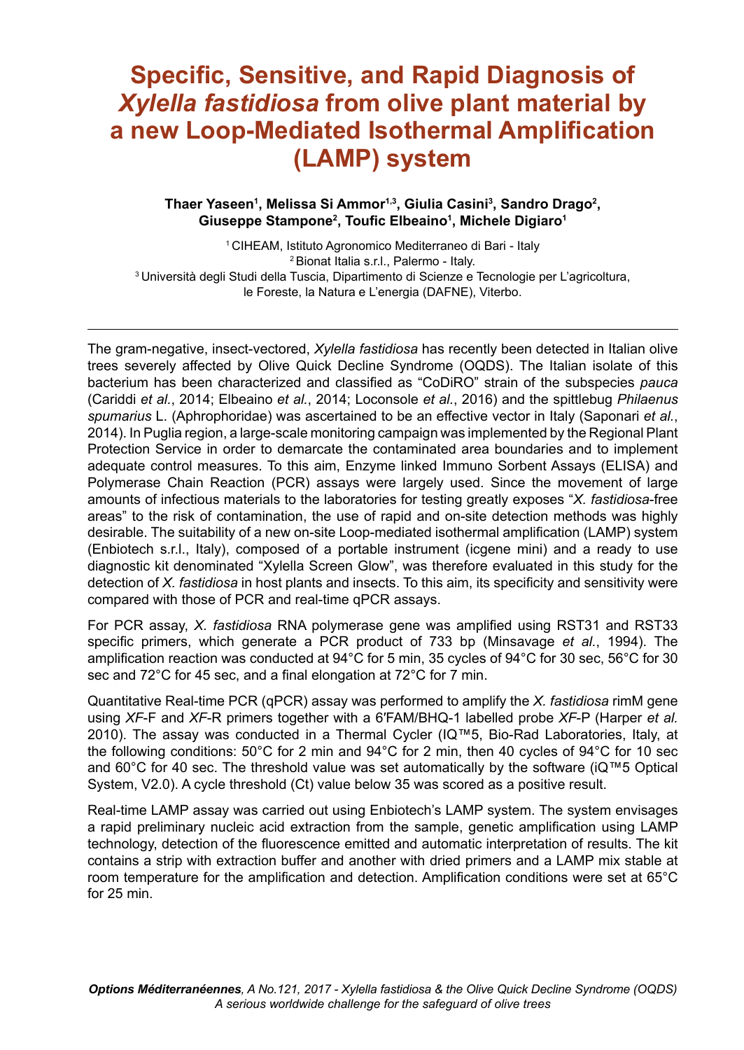# Specific, Sensitive, and Rapid Diagnosis of *Xylella fastidiosa* from olive plant material by a new Loop-Mediated Isothermal Amplification (LAMP) system

**Thaer Yaseen[1], Melissa Si Ammor[1,3], Giulia Casini[3], Sandro Drago[2], Giuseppe Stampone[2], Toufic Elbeaino[1], Michele Digiaro[1]**

[1] CIHEAM, Istituto Agronomico Mediterraneo di Bari - Italy
[2] Bionat Italia s.r.l., Palermo - Italy.
[3] Università degli Studi della Tuscia, Dipartimento di Scienze e Tecnologie per L'agricoltura, le Foreste, la Natura e L'energia (DAFNE), Viterbo.

---

The gram-negative, insect-vectored, *Xylella fastidiosa* has recently been detected in Italian olive trees severely affected by Olive Quick Decline Syndrome (OQDS). The Italian isolate of this bacterium has been characterized and classified as "CoDiRO" strain of the subspecies *pauca* (Cariddi *et al.*, 2014; Elbeaino *et al.*, 2014; Loconsole *et al.*, 2016) and the spittlebug *Philaenus spumarius* L. (Aphrophoridae) was ascertained to be an effective vector in Italy (Saponari *et al.*, 2014). In Puglia region, a large-scale monitoring campaign was implemented by the Regional Plant Protection Service in order to demarcate the contaminated area boundaries and to implement adequate control measures. To this aim, Enzyme linked Immuno Sorbent Assays (ELISA) and Polymerase Chain Reaction (PCR) assays were largely used. Since the movement of large amounts of infectious materials to the laboratories for testing greatly exposes "*X. fastidiosa*-free areas" to the risk of contamination, the use of rapid and on-site detection methods was highly desirable. The suitability of a new on-site Loop-mediated isothermal amplification (LAMP) system (Enbiotech s.r.l., Italy), composed of a portable instrument (icgene mini) and a ready to use diagnostic kit denominated "Xylella Screen Glow", was therefore evaluated in this study for the detection of *X. fastidiosa* in host plants and insects. To this aim, its specificity and sensitivity were compared with those of PCR and real-time qPCR assays.

For PCR assay, *X. fastidiosa* RNA polymerase gene was amplified using RST31 and RST33 specific primers, which generate a PCR product of 733 bp (Minsavage *et al.*, 1994). The amplification reaction was conducted at 94°C for 5 min, 35 cycles of 94°C for 30 sec, 56°C for 30 sec and 72°C for 45 sec, and a final elongation at 72°C for 7 min.

Quantitative Real-time PCR (qPCR) assay was performed to amplify the *X. fastidiosa* rimM gene using *XF*-F and *XF*-R primers together with a 6′FAM/BHQ-1 labelled probe *XF*-P (Harper *et al.* 2010). The assay was conducted in a Thermal Cycler (IQ™5, Bio-Rad Laboratories, Italy, at the following conditions: 50°C for 2 min and 94°C for 2 min, then 40 cycles of 94°C for 10 sec and 60°C for 40 sec. The threshold value was set automatically by the software (iQ™5 Optical System, V2.0). A cycle threshold (Ct) value below 35 was scored as a positive result.

Real-time LAMP assay was carried out using Enbiotech's LAMP system. The system envisages a rapid preliminary nucleic acid extraction from the sample, genetic amplification using LAMP technology, detection of the fluorescence emitted and automatic interpretation of results. The kit contains a strip with extraction buffer and another with dried primers and a LAMP mix stable at room temperature for the amplification and detection. Amplification conditions were set at 65°C for 25 min.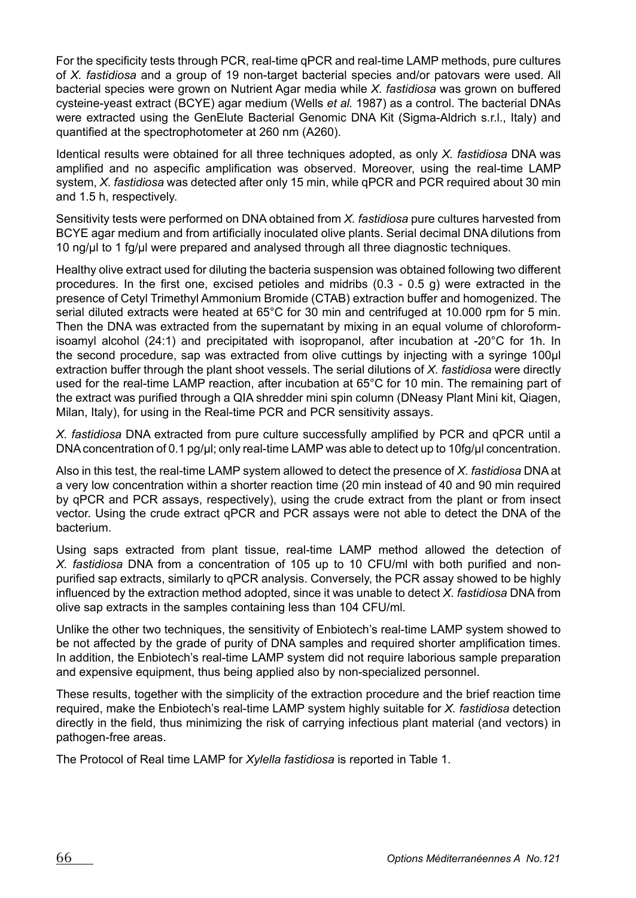For the specificity tests through PCR, real-time qPCR and real-time LAMP methods, pure cultures of *X. fastidiosa* and a group of 19 non-target bacterial species and/or patovars were used. All bacterial species were grown on Nutrient Agar media while *X. fastidiosa* was grown on buffered cysteine-yeast extract (BCYE) agar medium (Wells *et al.* 1987) as a control. The bacterial DNAs were extracted using the GenElute Bacterial Genomic DNA Kit (Sigma-Aldrich s.r.l., Italy) and quantified at the spectrophotometer at 260 nm (A260).

Identical results were obtained for all three techniques adopted, as only *X. fastidiosa* DNA was amplified and no aspecific amplification was observed. Moreover, using the real-time LAMP system, *X. fastidiosa* was detected after only 15 min, while qPCR and PCR required about 30 min and 1.5 h, respectively.

Sensitivity tests were performed on DNA obtained from *X. fastidiosa* pure cultures harvested from BCYE agar medium and from artificially inoculated olive plants. Serial decimal DNA dilutions from 10 ng/µl to 1 fg/µl were prepared and analysed through all three diagnostic techniques.

Healthy olive extract used for diluting the bacteria suspension was obtained following two different procedures. In the first one, excised petioles and midribs (0.3 - 0.5 g) were extracted in the presence of Cetyl Trimethyl Ammonium Bromide (CTAB) extraction buffer and homogenized. The serial diluted extracts were heated at 65°C for 30 min and centrifuged at 10.000 rpm for 5 min. Then the DNA was extracted from the supernatant by mixing in an equal volume of chloroform-isoamyl alcohol (24:1) and precipitated with isopropanol, after incubation at -20°C for 1h. In the second procedure, sap was extracted from olive cuttings by injecting with a syringe 100µl extraction buffer through the plant shoot vessels. The serial dilutions of *X. fastidiosa* were directly used for the real-time LAMP reaction, after incubation at 65°C for 10 min. The remaining part of the extract was purified through a QIA shredder mini spin column (DNeasy Plant Mini kit, Qiagen, Milan, Italy), for using in the Real-time PCR and PCR sensitivity assays.

*X. fastidiosa* DNA extracted from pure culture successfully amplified by PCR and qPCR until a DNA concentration of 0.1 pg/µl; only real-time LAMP was able to detect up to 10fg/µl concentration.

Also in this test, the real-time LAMP system allowed to detect the presence of *X. fastidiosa* DNA at a very low concentration within a shorter reaction time (20 min instead of 40 and 90 min required by qPCR and PCR assays, respectively), using the crude extract from the plant or from insect vector. Using the crude extract qPCR and PCR assays were not able to detect the DNA of the bacterium.

Using saps extracted from plant tissue, real-time LAMP method allowed the detection of *X. fastidiosa* DNA from a concentration of 105 up to 10 CFU/ml with both purified and non-purified sap extracts, similarly to qPCR analysis. Conversely, the PCR assay showed to be highly influenced by the extraction method adopted, since it was unable to detect *X. fastidiosa* DNA from olive sap extracts in the samples containing less than 104 CFU/ml.

Unlike the other two techniques, the sensitivity of Enbiotech's real-time LAMP system showed to be not affected by the grade of purity of DNA samples and required shorter amplification times. In addition, the Enbiotech's real-time LAMP system did not require laborious sample preparation and expensive equipment, thus being applied also by non-specialized personnel.

These results, together with the simplicity of the extraction procedure and the brief reaction time required, make the Enbiotech's real-time LAMP system highly suitable for *X. fastidiosa* detection directly in the field, thus minimizing the risk of carrying infectious plant material (and vectors) in pathogen-free areas.

The Protocol of Real time LAMP for *Xylella fastidiosa* is reported in Table 1.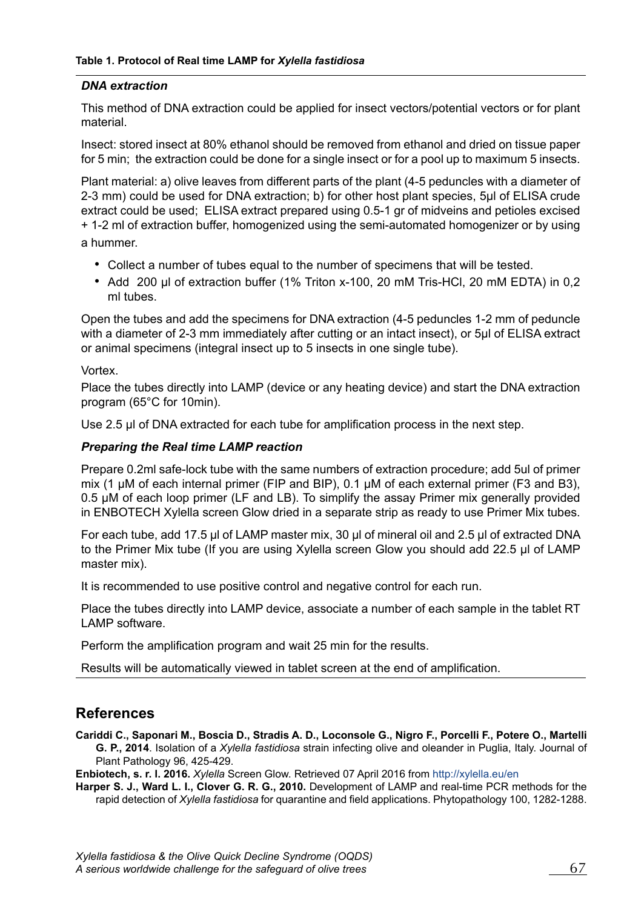**Table 1. Protocol of Real time LAMP for *Xylella fastidiosa***

***DNA extraction***

This method of DNA extraction could be applied for insect vectors/potential vectors or for plant material.

Insect: stored insect at 80% ethanol should be removed from ethanol and dried on tissue paper for 5 min; the extraction could be done for a single insect or for a pool up to maximum 5 insects.

Plant material: a) olive leaves from different parts of the plant (4-5 peduncles with a diameter of 2-3 mm) could be used for DNA extraction; b) for other host plant species, 5µl of ELISA crude extract could be used; ELISA extract prepared using 0.5-1 gr of midveins and petioles excised + 1-2 ml of extraction buffer, homogenized using the semi-automated homogenizer or by using a hummer.

- Collect a number of tubes equal to the number of specimens that will be tested.
- Add 200 µl of extraction buffer (1% Triton x-100, 20 mM Tris-HCl, 20 mM EDTA) in 0,2 ml tubes.

Open the tubes and add the specimens for DNA extraction (4-5 peduncles 1-2 mm of peduncle with a diameter of 2-3 mm immediately after cutting or an intact insect), or 5µl of ELISA extract or animal specimens (integral insect up to 5 insects in one single tube).

Vortex.

Place the tubes directly into LAMP (device or any heating device) and start the DNA extraction program (65°C for 10min).

Use 2.5 µl of DNA extracted for each tube for amplification process in the next step.

***Preparing the Real time LAMP reaction***

Prepare 0.2ml safe-lock tube with the same numbers of extraction procedure; add 5ul of primer mix (1 µM of each internal primer (FIP and BIP), 0.1 µM of each external primer (F3 and B3), 0.5 µM of each loop primer (LF and LB). To simplify the assay Primer mix generally provided in ENBOTECH Xylella screen Glow dried in a separate strip as ready to use Primer Mix tubes.

For each tube, add 17.5 µl of LAMP master mix, 30 µl of mineral oil and 2.5 µl of extracted DNA to the Primer Mix tube (If you are using Xylella screen Glow you should add 22.5 µl of LAMP master mix).

It is recommended to use positive control and negative control for each run.

Place the tubes directly into LAMP device, associate a number of each sample in the tablet RT LAMP software.

Perform the amplification program and wait 25 min for the results.

Results will be automatically viewed in tablet screen at the end of amplification.

## References

**Cariddi C., Saponari M., Boscia D., Stradis A. D., Loconsole G., Nigro F., Porcelli F., Potere O., Martelli G. P., 2014**. Isolation of a *Xylella fastidiosa* strain infecting olive and oleander in Puglia, Italy. Journal of Plant Pathology 96, 425-429.

**Enbiotech, s. r. l. 2016.** *Xylella* Screen Glow. Retrieved 07 April 2016 from http://xylella.eu/en

**Harper S. J., Ward L. I., Clover G. R. G., 2010.** Development of LAMP and real-time PCR methods for the rapid detection of *Xylella fastidiosa* for quarantine and field applications. Phytopathology 100, 1282-1288.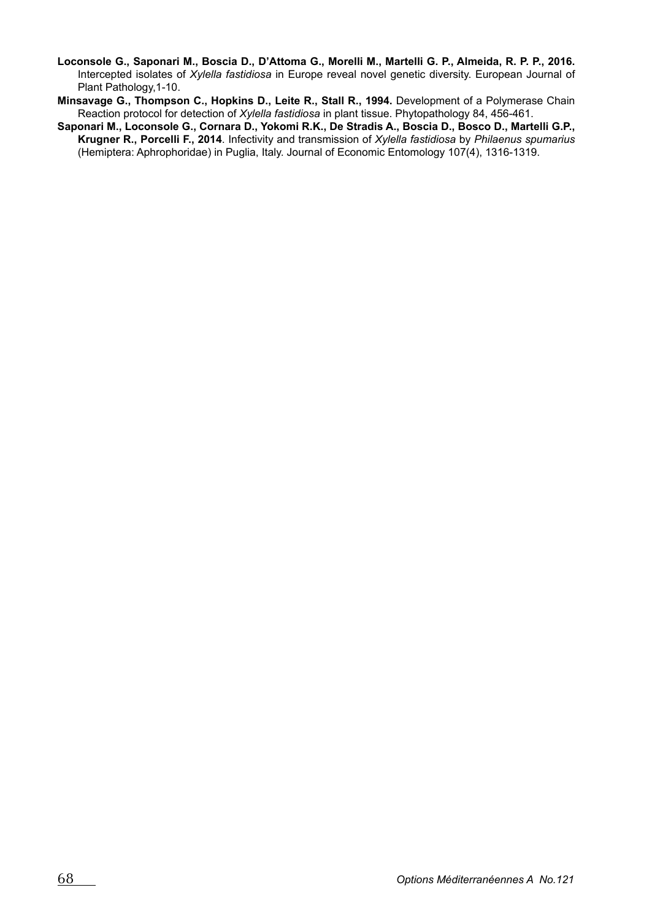**Loconsole G., Saponari M., Boscia D., D'Attoma G., Morelli M., Martelli G. P., Almeida, R. P. P., 2016.** Intercepted isolates of *Xylella fastidiosa* in Europe reveal novel genetic diversity. European Journal of Plant Pathology,1-10.

**Minsavage G., Thompson C., Hopkins D., Leite R., Stall R., 1994.** Development of a Polymerase Chain Reaction protocol for detection of *Xylella fastidiosa* in plant tissue. Phytopathology 84, 456-461.

**Saponari M., Loconsole G., Cornara D., Yokomi R.K., De Stradis A., Boscia D., Bosco D., Martelli G.P., Krugner R., Porcelli F., 2014**. Infectivity and transmission of *Xylella fastidiosa* by *Philaenus spumarius* (Hemiptera: Aphrophoridae) in Puglia, Italy. Journal of Economic Entomology 107(4), 1316-1319.